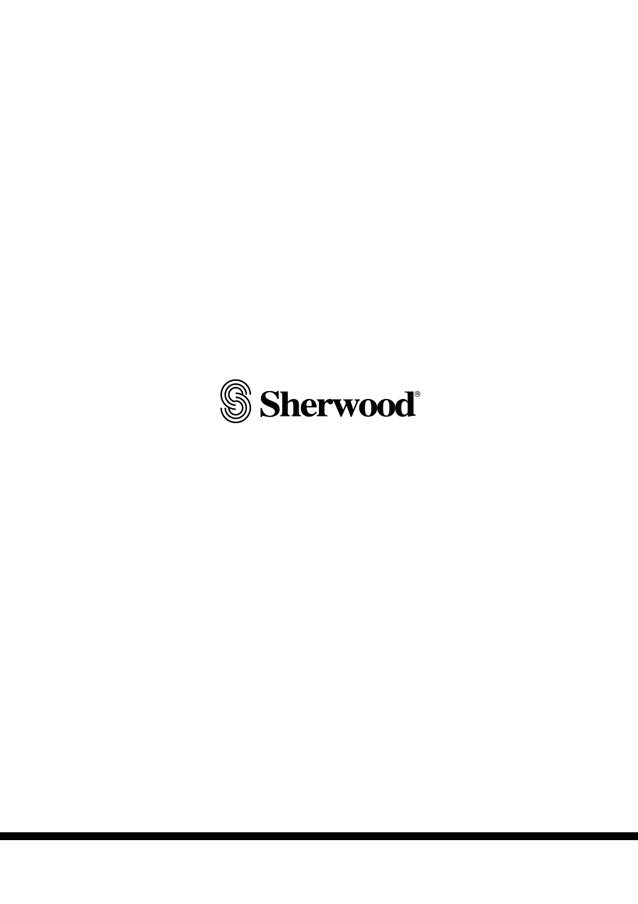Sherwood®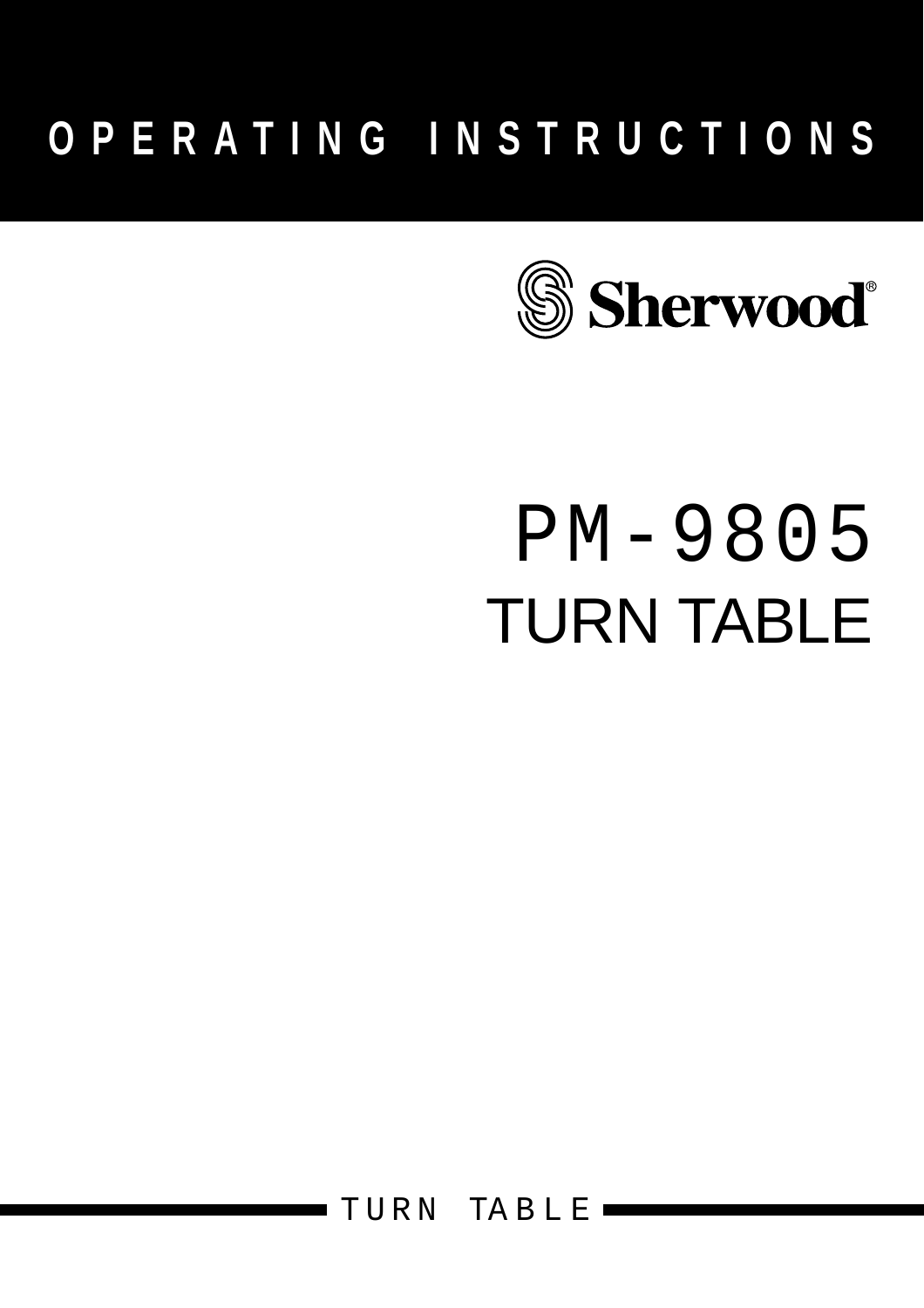# OPERATING INSTRUCTIONS

Sherwood®

# PM-9805

## TURN TABLE

TURN TABLE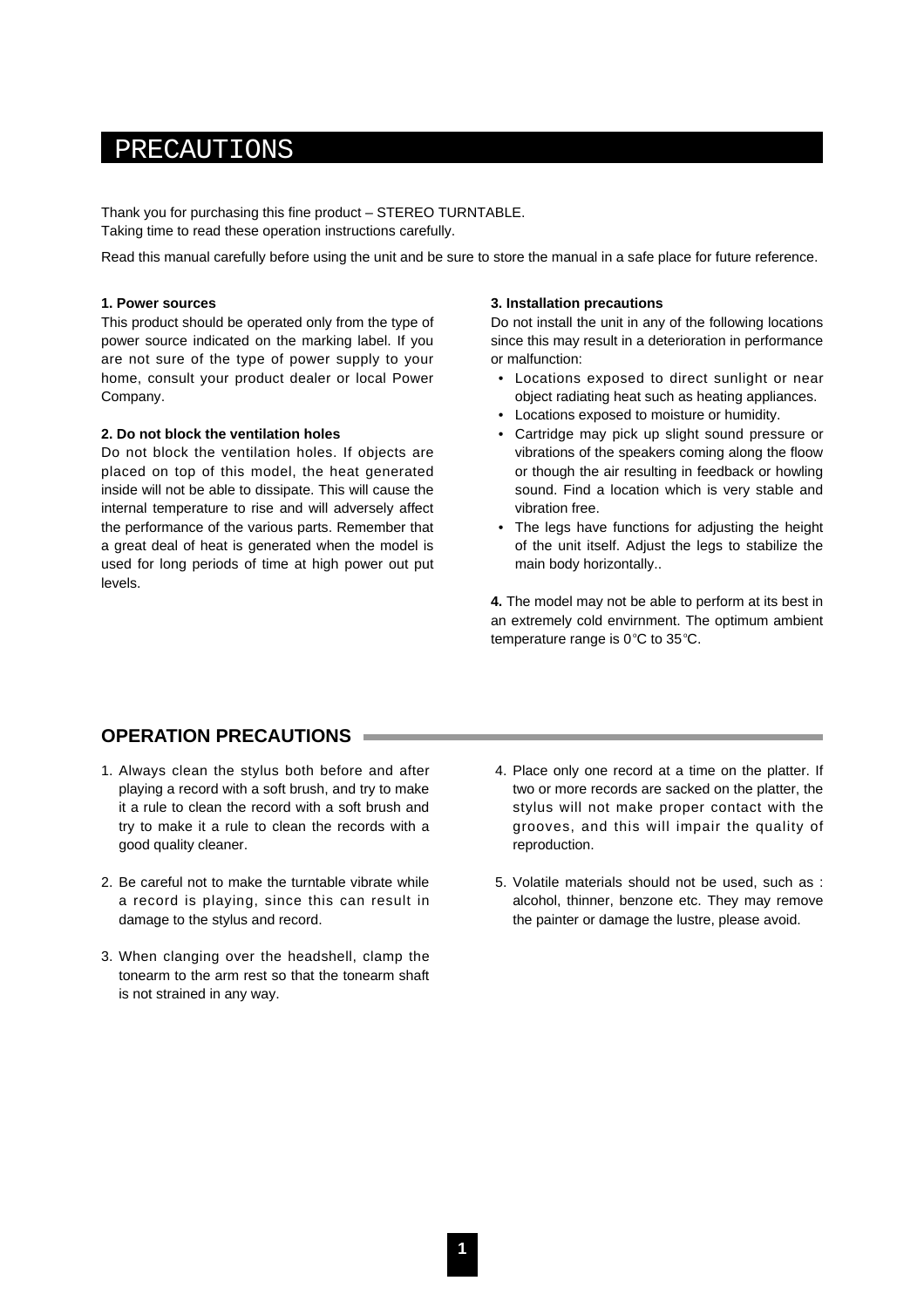# PRECAUTIONS

Thank you for purchasing this fine product – STEREO TURNTABLE.
Taking time to read these operation instructions carefully.

Read this manual carefully before using the unit and be sure to store the manual in a safe place for future reference.

**1. Power sources**

This product should be operated only from the type of power source indicated on the marking label. If you are not sure of the type of power supply to your home, consult your product dealer or local Power Company.

**2. Do not block the ventilation holes**

Do not block the ventilation holes. If objects are placed on top of this model, the heat generated inside will not be able to dissipate. This will cause the internal temperature to rise and will adversely affect the performance of the various parts. Remember that a great deal of heat is generated when the model is used for long periods of time at high power out put levels.

**3. Installation precautions**

Do not install the unit in any of the following locations since this may result in a deterioration in performance or malfunction:

- Locations exposed to direct sunlight or near object radiating heat such as heating appliances.
- Locations exposed to moisture or humidity.
- Cartridge may pick up slight sound pressure or vibrations of the speakers coming along the floow or though the air resulting in feedback or howling sound. Find a location which is very stable and vibration free.
- The legs have functions for adjusting the height of the unit itself. Adjust the legs to stabilize the main body horizontally..

**4.** The model may not be able to perform at its best in an extremely cold envirnment. The optimum ambient temperature range is 0°C to 35°C.

## OPERATION PRECAUTIONS

1. Always clean the stylus both before and after playing a record with a soft brush, and try to make it a rule to clean the record with a soft brush and try to make it a rule to clean the records with a good quality cleaner.
2. Be careful not to make the turntable vibrate while a record is playing, since this can result in damage to the stylus and record.
3. When clanging over the headshell, clamp the tonearm to the arm rest so that the tonearm shaft is not strained in any way.
4. Place only one record at a time on the platter. If two or more records are sacked on the platter, the stylus will not make proper contact with the grooves, and this will impair the quality of reproduction.
5. Volatile materials should not be used, such as : alcohol, thinner, benzone etc. They may remove the painter or damage the lustre, please avoid.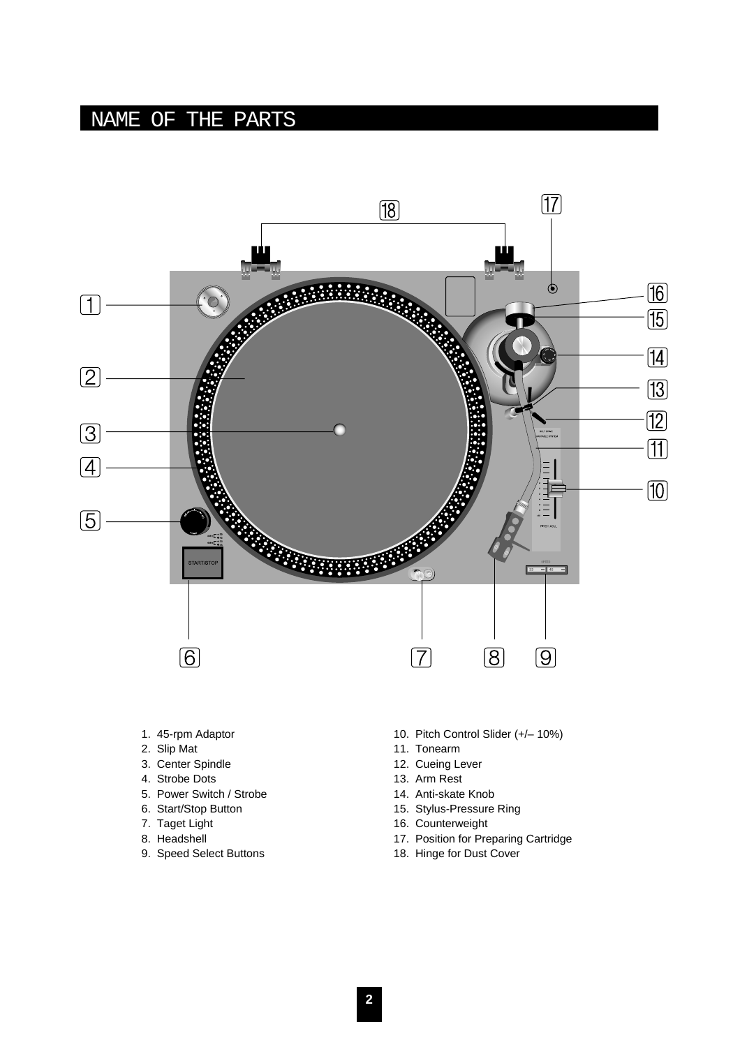# NAME OF THE PARTS

1. 45-rpm Adaptor
2. Slip Mat
3. Center Spindle
4. Strobe Dots
5. Power Switch / Strobe
6. Start/Stop Button
7. Taget Light
8. Headshell
9. Speed Select Buttons
10. Pitch Control Slider (+/– 10%)
11. Tonearm
12. Cueing Lever
13. Arm Rest
14. Anti-skate Knob
15. Stylus-Pressure Ring
16. Counterweight
17. Position for Preparing Cartridge
18. Hinge for Dust Cover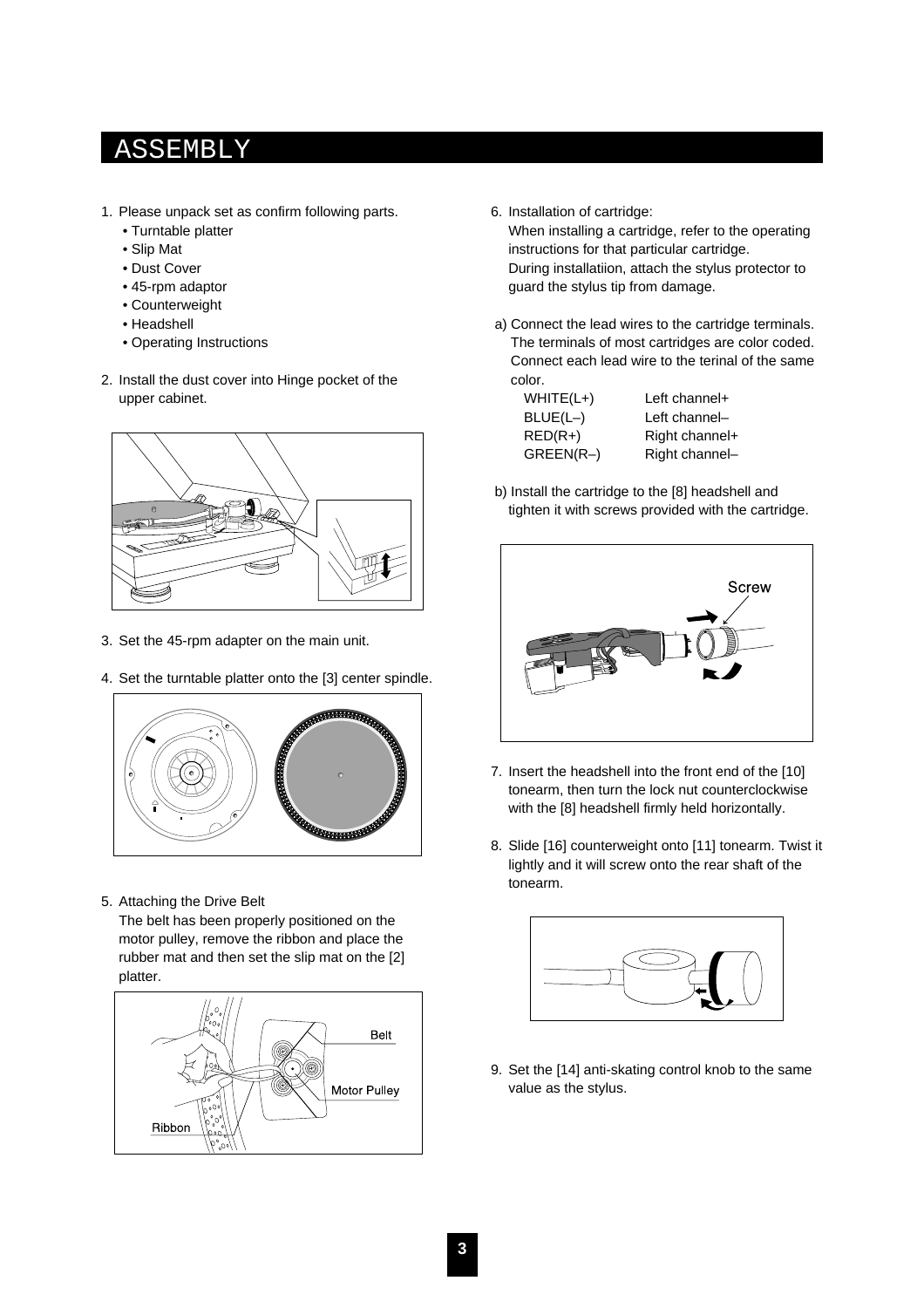# ASSEMBLY

1. Please unpack set as confirm following parts.
   - Turntable platter
   - Slip Mat
   - Dust Cover
   - 45-rpm adaptor
   - Counterweight
   - Headshell
   - Operating Instructions

2. Install the dust cover into Hinge pocket of the upper cabinet.

3. Set the 45-rpm adapter on the main unit.

4. Set the turntable platter onto the [3] center spindle.

5. Attaching the Drive Belt
   The belt has been properly positioned on the motor pulley, remove the ribbon and place the rubber mat and then set the slip mat on the [2] platter.

   Belt
   Motor Pulley
   Ribbon

6. Installation of cartridge:
   When installing a cartridge, refer to the operating instructions for that particular cartridge.
   During installatiion, attach the stylus protector to guard the stylus tip from damage.

a) Connect the lead wires to the cartridge terminals. The terminals of most cartridges are color coded. Connect each lead wire to the terinal of the same color.

| | |
|---|---|
| WHITE(L+) | Left channel+ |
| BLUE(L–) | Left channel– |
| RED(R+) | Right channel+ |
| GREEN(R–) | Right channel– |

b) Install the cartridge to the [8] headshell and tighten it with screws provided with the cartridge.

   Screw

7. Insert the headshell into the front end of the [10] tonearm, then turn the lock nut counterclockwise with the [8] headshell firmly held horizontally.

8. Slide [16] counterweight onto [11] tonearm. Twist it lightly and it will screw onto the rear shaft of the tonearm.

9. Set the [14] anti-skating control knob to the same value as the stylus.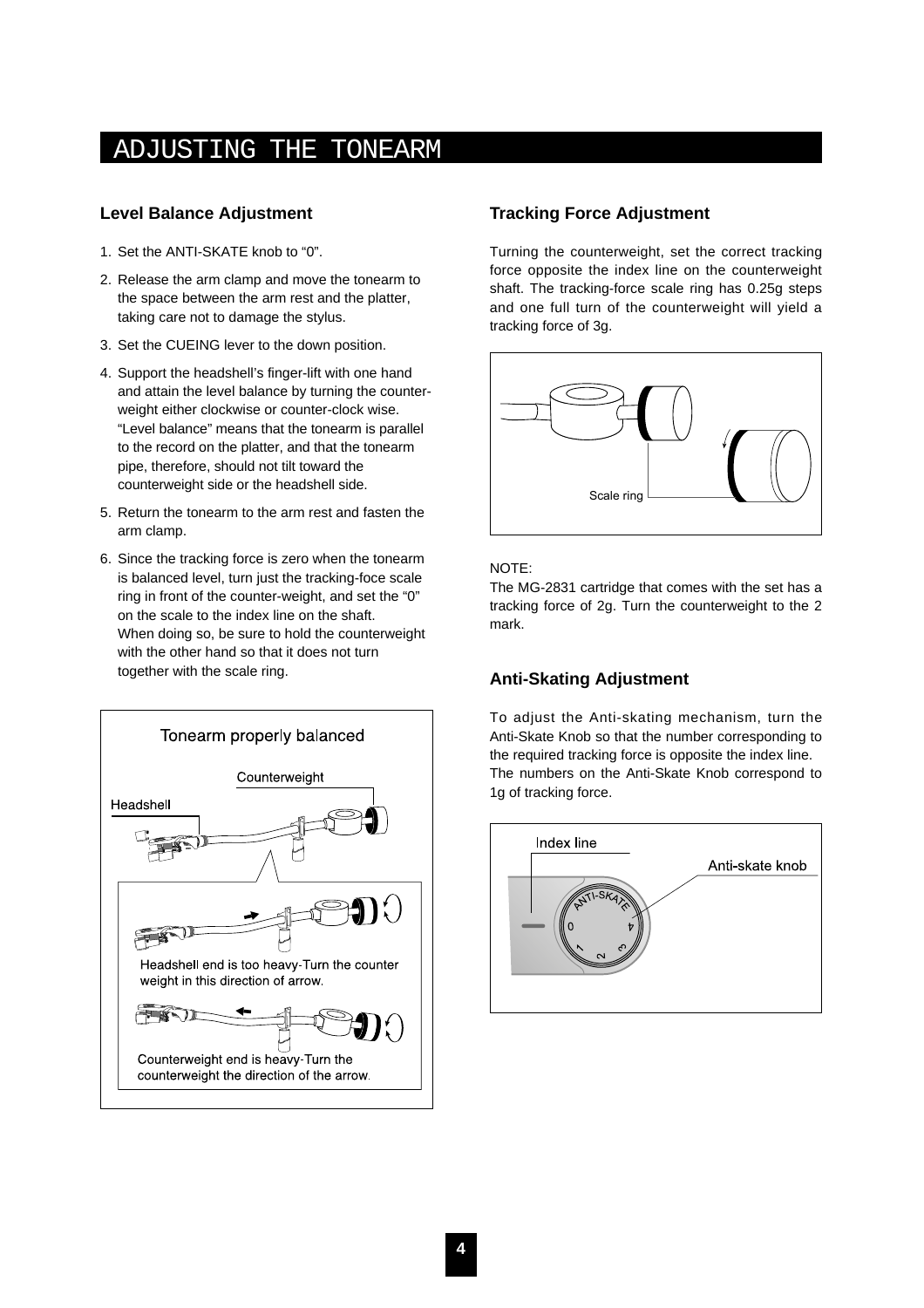# ADJUSTING THE TONEARM

## Level Balance Adjustment

1. Set the ANTI-SKATE knob to “0”.
2. Release the arm clamp and move the tonearm to the space between the arm rest and the platter, taking care not to damage the stylus.
3. Set the CUEING lever to the down position.
4. Support the headshell’s finger-lift with one hand and attain the level balance by turning the counter-weight either clockwise or counter-clock wise. “Level balance” means that the tonearm is parallel to the record on the platter, and that the tonearm pipe, therefore, should not tilt toward the counterweight side or the headshell side.
5. Return the tonearm to the arm rest and fasten the arm clamp.
6. Since the tracking force is zero when the tonearm is balanced level, turn just the tracking-foce scale ring in front of the counter-weight, and set the “0” on the scale to the index line on the shaft. When doing so, be sure to hold the counterweight with the other hand so that it does not turn together with the scale ring.

Tonearm properly balanced

Counterweight

Headshell

Headshell end is too heavy-Turn the counter weight in this direction of arrow.

Counterweight end is heavy-Turn the counterweight the direction of the arrow.

## Tracking Force Adjustment

Turning the counterweight, set the correct tracking force opposite the index line on the counterweight shaft. The tracking-force scale ring has 0.25g steps and one full turn of the counterweight will yield a tracking force of 3g.

Scale ring

NOTE:
The MG-2831 cartridge that comes with the set has a tracking force of 2g. Turn the counterweight to the 2 mark.

## Anti-Skating Adjustment

To adjust the Anti-skating mechanism, turn the Anti-Skate Knob so that the number corresponding to the required tracking force is opposite the index line.
The numbers on the Anti-Skate Knob correspond to 1g of tracking force.

Index line

Anti-skate knob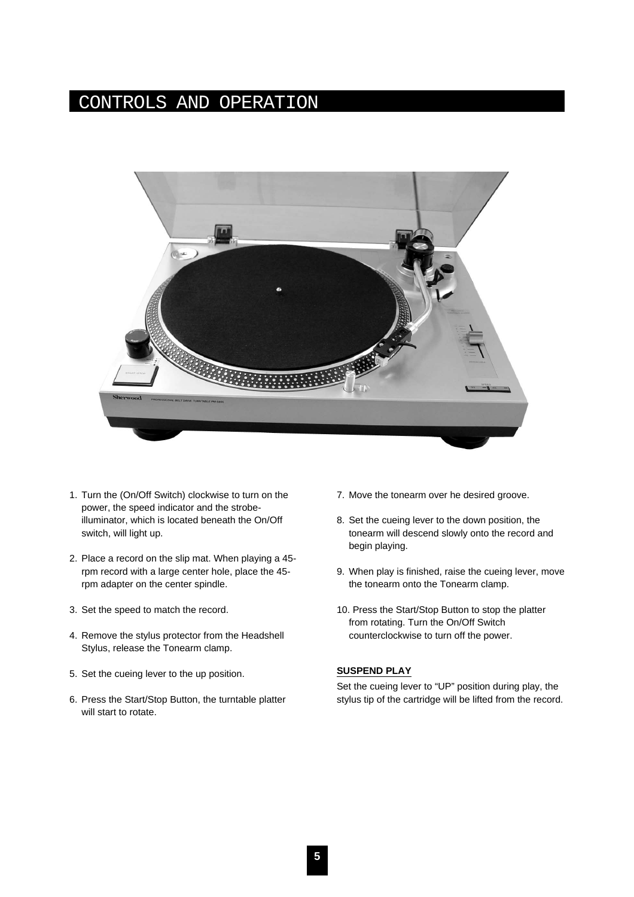# CONTROLS AND OPERATION

1. Turn the (On/Off Switch) clockwise to turn on the power, the speed indicator and the strobe-illuminator, which is located beneath the On/Off switch, will light up.

2. Place a record on the slip mat. When playing a 45-rpm record with a large center hole, place the 45-rpm adapter on the center spindle.

3. Set the speed to match the record.

4. Remove the stylus protector from the Headshell Stylus, release the Tonearm clamp.

5. Set the cueing lever to the up position.

6. Press the Start/Stop Button, the turntable platter will start to rotate.

7. Move the tonearm over he desired groove.

8. Set the cueing lever to the down position, the tonearm will descend slowly onto the record and begin playing.

9. When play is finished, raise the cueing lever, move the tonearm onto the Tonearm clamp.

10. Press the Start/Stop Button to stop the platter from rotating. Turn the On/Off Switch counterclockwise to turn off the power.

**SUSPEND PLAY**

Set the cueing lever to "UP" position during play, the stylus tip of the cartridge will be lifted from the record.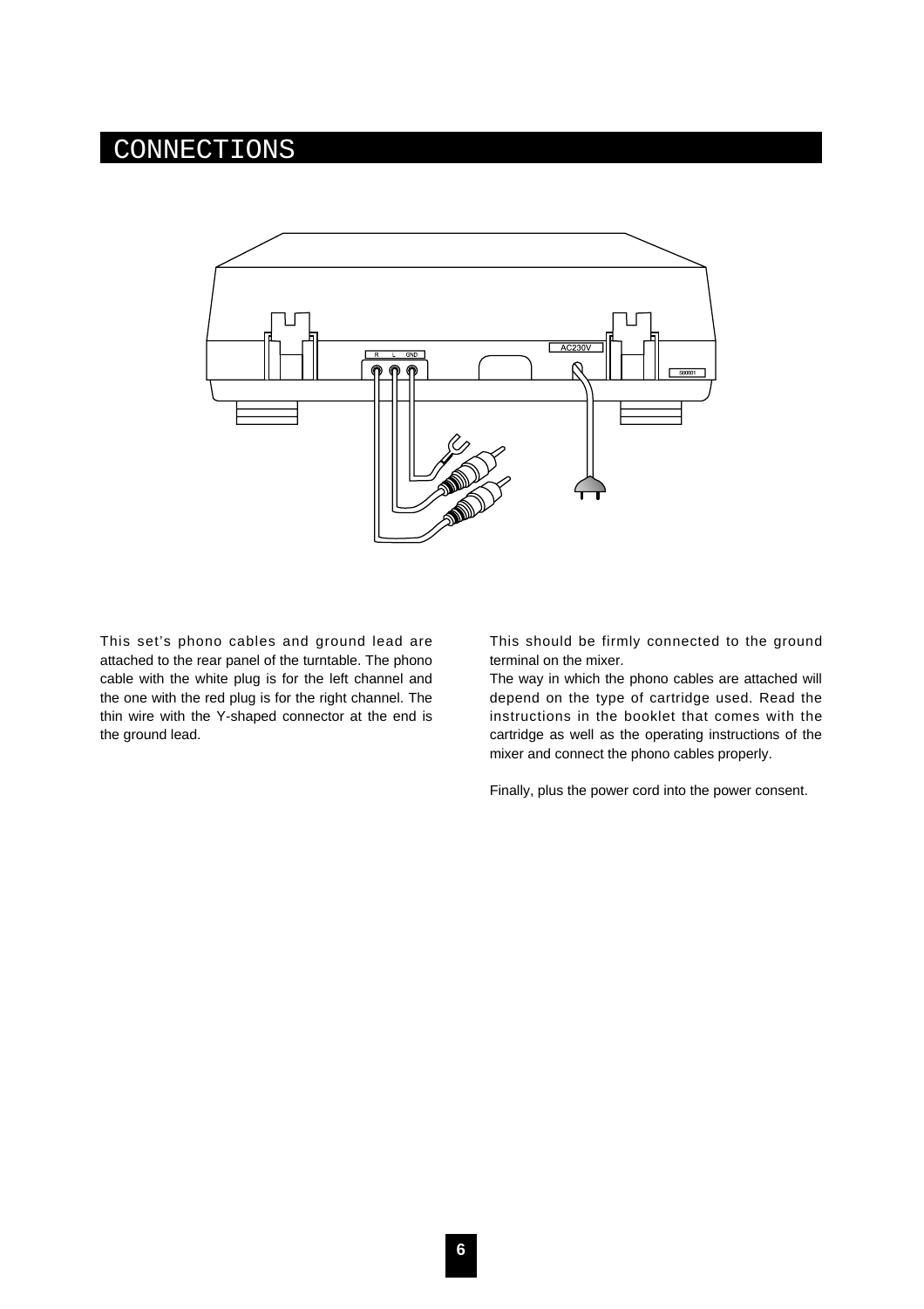# CONNECTIONS

This set's phono cables and ground lead are attached to the rear panel of the turntable. The phono cable with the white plug is for the left channel and the one with the red plug is for the right channel. The thin wire with the Y-shaped connector at the end is the ground lead.

This should be firmly connected to the ground terminal on the mixer.

The way in which the phono cables are attached will depend on the type of cartridge used. Read the instructions in the booklet that comes with the cartridge as well as the operating instructions of the mixer and connect the phono cables properly.

Finally, plus the power cord into the power consent.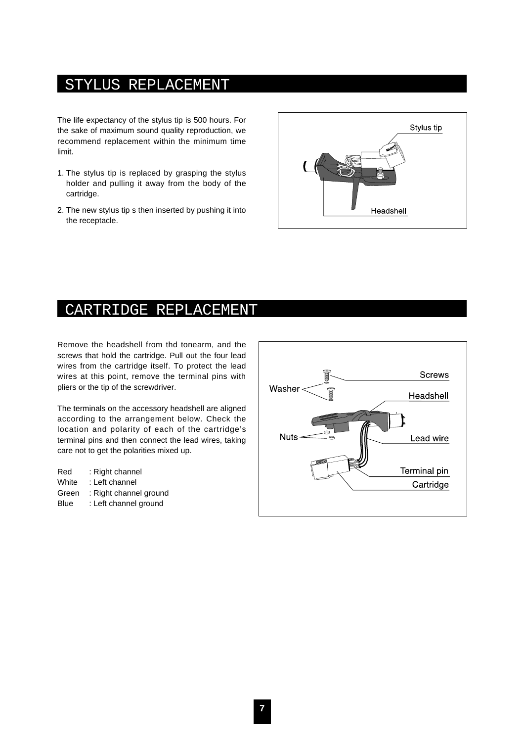# STYLUS REPLACEMENT

The life expectancy of the stylus tip is 500 hours. For the sake of maximum sound quality reproduction, we recommend replacement within the minimum time limit.

1. The stylus tip is replaced by grasping the stylus holder and pulling it away from the body of the cartridge.
2. The new stylus tip s then inserted by pushing it into the receptacle.

# CARTRIDGE REPLACEMENT

Remove the headshell from thd tonearm, and the screws that hold the cartridge. Pull out the four lead wires from the cartridge itself. To protect the lead wires at this point, remove the terminal pins with pliers or the tip of the screwdriver.

The terminals on the accessory headshell are aligned according to the arrangement below. Check the location and polarity of each of the cartridge's terminal pins and then connect the lead wires, taking care not to get the polarities mixed up.

Red : Right channel
White : Left channel
Green : Right channel ground
Blue : Left channel ground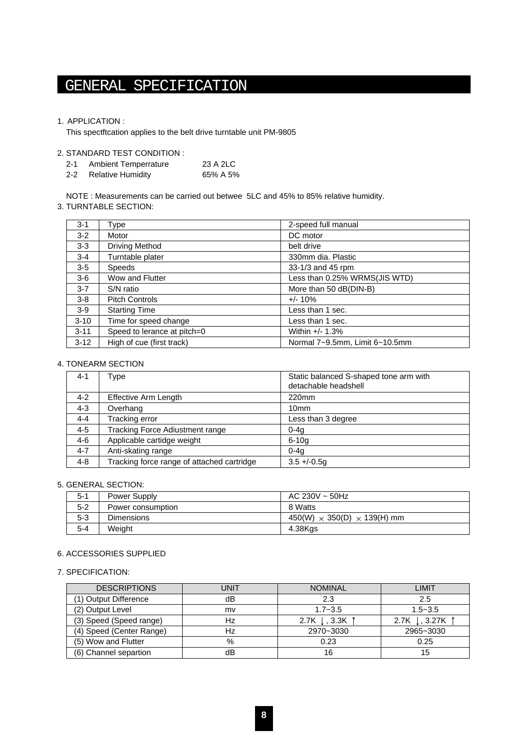# GENERAL SPECIFICATION

1. APPLICATION :

   This spectftcation applies to the belt drive turntable unit PM-9805

2. STANDARD TEST CONDITION :

   2-1 Ambient Temperrature 23 A 2LC

   2-2 Relative Humidity 65% A 5%

   NOTE : Measurements can be carried out betwee 5LC and 45% to 85% relative humidity.

3. TURNTABLE SECTION:

| | | |
|---|---|---|
| 3-1 | Type | 2-speed full manual |
| 3-2 | Motor | DC motor |
| 3-3 | Driving Method | belt drive |
| 3-4 | Turntable plater | 330mm dia. Plastic |
| 3-5 | Speeds | 33-1/3 and 45 rpm |
| 3-6 | Wow and Flutter | Less than 0.25% WRMS(JIS WTD) |
| 3-7 | S/N ratio | More than 50 dB(DIN-B) |
| 3-8 | Pitch Controls | +/- 10% |
| 3-9 | Starting Time | Less than 1 sec. |
| 3-10 | Time for speed change | Less than 1 sec. |
| 3-11 | Speed to lerance at pitch=0 | Within +/- 1.3% |
| 3-12 | High of cue (first track) | Normal 7~9.5mm, Limit 6~10.5mm |

4. TONEARM SECTION

| | | |
|---|---|---|
| 4-1 | Type | Static balanced S-shaped tone arm with detachable headshell |
| 4-2 | Effective Arm Length | 220mm |
| 4-3 | Overhang | 10mm |
| 4-4 | Tracking error | Less than 3 degree |
| 4-5 | Tracking Force Adiustment range | 0-4g |
| 4-6 | Applicable cartidge weight | 6-10g |
| 4-7 | Anti-skating range | 0-4g |
| 4-8 | Tracking force range of attached cartridge | 3.5 +/-0.5g |

5. GENERAL SECTION:

| | | |
|---|---|---|
| 5-1 | Power Supply | AC 230V ~ 50Hz |
| 5-2 | Power consumption | 8 Watts |
| 5-3 | Dimensions | 450(W) × 350(D) × 139(H) mm |
| 5-4 | Weight | 4.38Kgs |

6. ACCESSORIES SUPPLIED

7. SPECIFICATION:

| DESCRIPTIONS | UNIT | NOMINAL | LIMIT |
|---|---|---|---|
| (1) Output Difference | dB | 2.3 | 2.5 |
| (2) Output Level | mv | 1.7~3.5 | 1.5~3.5 |
| (3) Speed (Speed range) | Hz | 2.7K ↓, 3.3K ↑ | 2.7K ↓, 3.27K ↑ |
| (4) Speed (Center Range) | Hz | 2970~3030 | 2965~3030 |
| (5) Wow and Flutter | % | 0.23 | 0.25 |
| (6) Channel separtion | dB | 16 | 15 |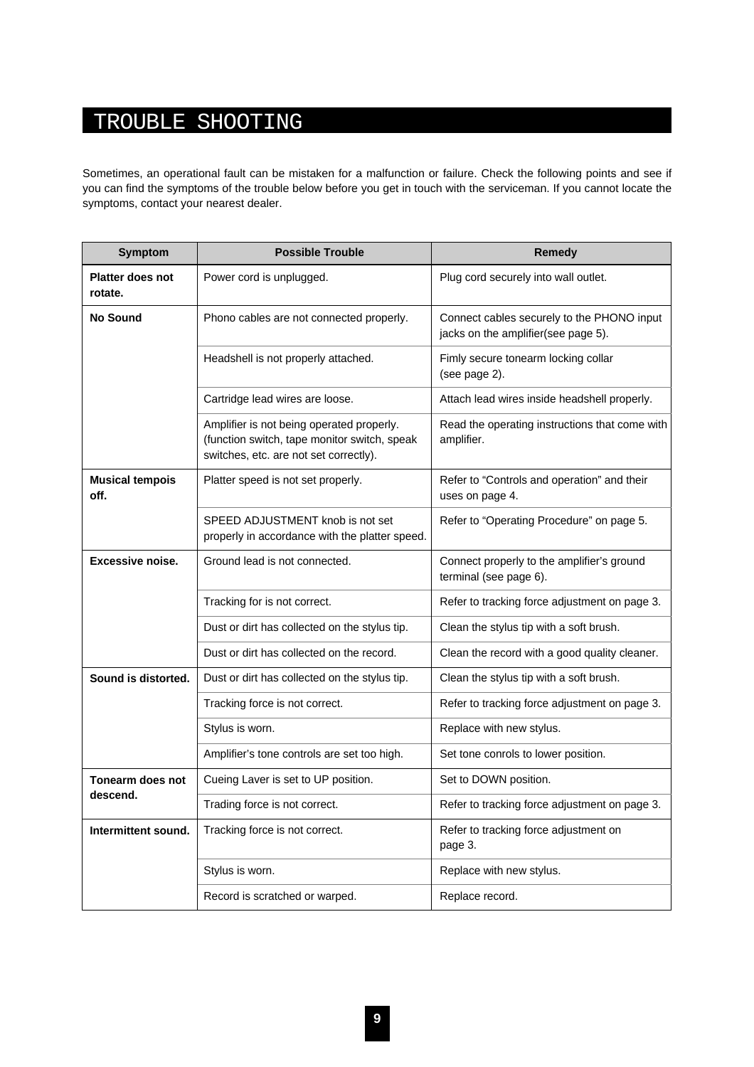# TROUBLE SHOOTING

Sometimes, an operational fault can be mistaken for a malfunction or failure. Check the following points and see if you can find the symptoms of the trouble below before you get in touch with the serviceman. If you cannot locate the symptoms, contact your nearest dealer.

| Symptom | Possible Trouble | Remedy |
|---|---|---|
| **Platter does not rotate.** | Power cord is unplugged. | Plug cord securely into wall outlet. |
| **No Sound** | Phono cables are not connected properly. | Connect cables securely to the PHONO input jacks on the amplifier(see page 5). |
| | Headshell is not properly attached. | Fimly secure tonearm locking collar (see page 2). |
| | Cartridge lead wires are loose. | Attach lead wires inside headshell properly. |
| | Amplifier is not being operated properly. (function switch, tape monitor switch, speak switches, etc. are not set correctly). | Read the operating instructions that come with amplifier. |
| **Musical tempois off.** | Platter speed is not set properly. | Refer to “Controls and operation” and their uses on page 4. |
| | SPEED ADJUSTMENT knob is not set properly in accordance with the platter speed. | Refer to “Operating Procedure” on page 5. |
| **Excessive noise.** | Ground lead is not connected. | Connect properly to the amplifier’s ground terminal (see page 6). |
| | Tracking for is not correct. | Refer to tracking force adjustment on page 3. |
| | Dust or dirt has collected on the stylus tip. | Clean the stylus tip with a soft brush. |
| | Dust or dirt has collected on the record. | Clean the record with a good quality cleaner. |
| **Sound is distorted.** | Dust or dirt has collected on the stylus tip. | Clean the stylus tip with a soft brush. |
| | Tracking force is not correct. | Refer to tracking force adjustment on page 3. |
| | Stylus is worn. | Replace with new stylus. |
| | Amplifier’s tone controls are set too high. | Set tone conrols to lower position. |
| **Tonearm does not descend.** | Cueing Laver is set to UP position. | Set to DOWN position. |
| | Trading force is not correct. | Refer to tracking force adjustment on page 3. |
| **Intermittent sound.** | Tracking force is not correct. | Refer to tracking force adjustment on page 3. |
| | Stylus is worn. | Replace with new stylus. |
| | Record is scratched or warped. | Replace record. |